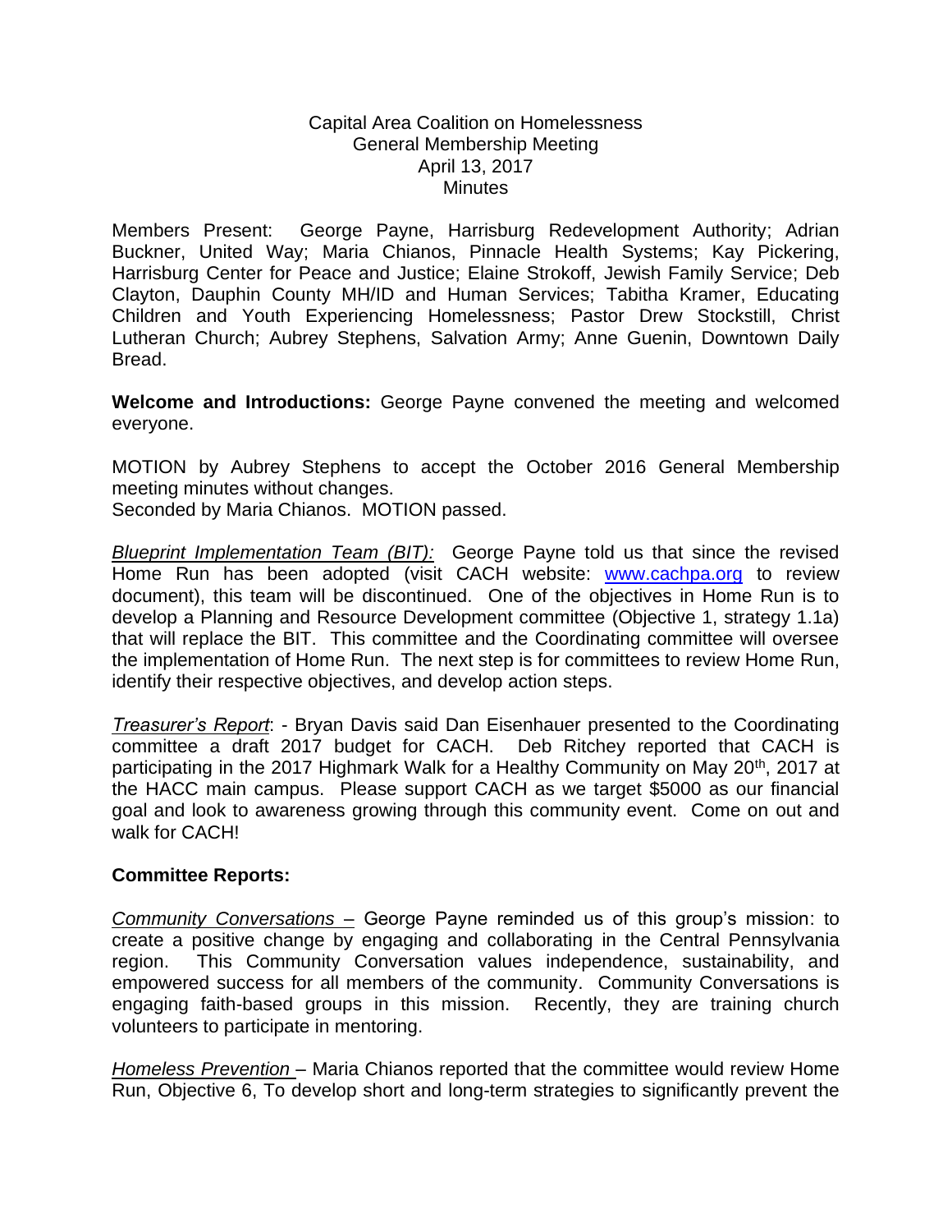Capital Area Coalition on Homelessness
General Membership Meeting
April 13, 2017
Minutes

Members Present: George Payne, Harrisburg Redevelopment Authority; Adrian Buckner, United Way; Maria Chianos, Pinnacle Health Systems; Kay Pickering, Harrisburg Center for Peace and Justice; Elaine Strokoff, Jewish Family Service; Deb Clayton, Dauphin County MH/ID and Human Services; Tabitha Kramer, Educating Children and Youth Experiencing Homelessness; Pastor Drew Stockstill, Christ Lutheran Church; Aubrey Stephens, Salvation Army; Anne Guenin, Downtown Daily Bread.

**Welcome and Introductions:** George Payne convened the meeting and welcomed everyone.

MOTION by Aubrey Stephens to accept the October 2016 General Membership meeting minutes without changes.
Seconded by Maria Chianos. MOTION passed.

*Blueprint Implementation Team (BIT):* George Payne told us that since the revised Home Run has been adopted (visit CACH website: [www.cachpa.org](www.cachpa.org) to review document), this team will be discontinued. One of the objectives in Home Run is to develop a Planning and Resource Development committee (Objective 1, strategy 1.1a) that will replace the BIT. This committee and the Coordinating committee will oversee the implementation of Home Run. The next step is for committees to review Home Run, identify their respective objectives, and develop action steps.

*Treasurer's Report*: - Bryan Davis said Dan Eisenhauer presented to the Coordinating committee a draft 2017 budget for CACH. Deb Ritchey reported that CACH is participating in the 2017 Highmark Walk for a Healthy Community on May 20th, 2017 at the HACC main campus. Please support CACH as we target $5000 as our financial goal and look to awareness growing through this community event. Come on out and walk for CACH!

**Committee Reports:**

*Community Conversations* – George Payne reminded us of this group's mission: to create a positive change by engaging and collaborating in the Central Pennsylvania region. This Community Conversation values independence, sustainability, and empowered success for all members of the community. Community Conversations is engaging faith-based groups in this mission. Recently, they are training church volunteers to participate in mentoring.

*Homeless Prevention* – Maria Chianos reported that the committee would review Home Run, Objective 6, To develop short and long-term strategies to significantly prevent the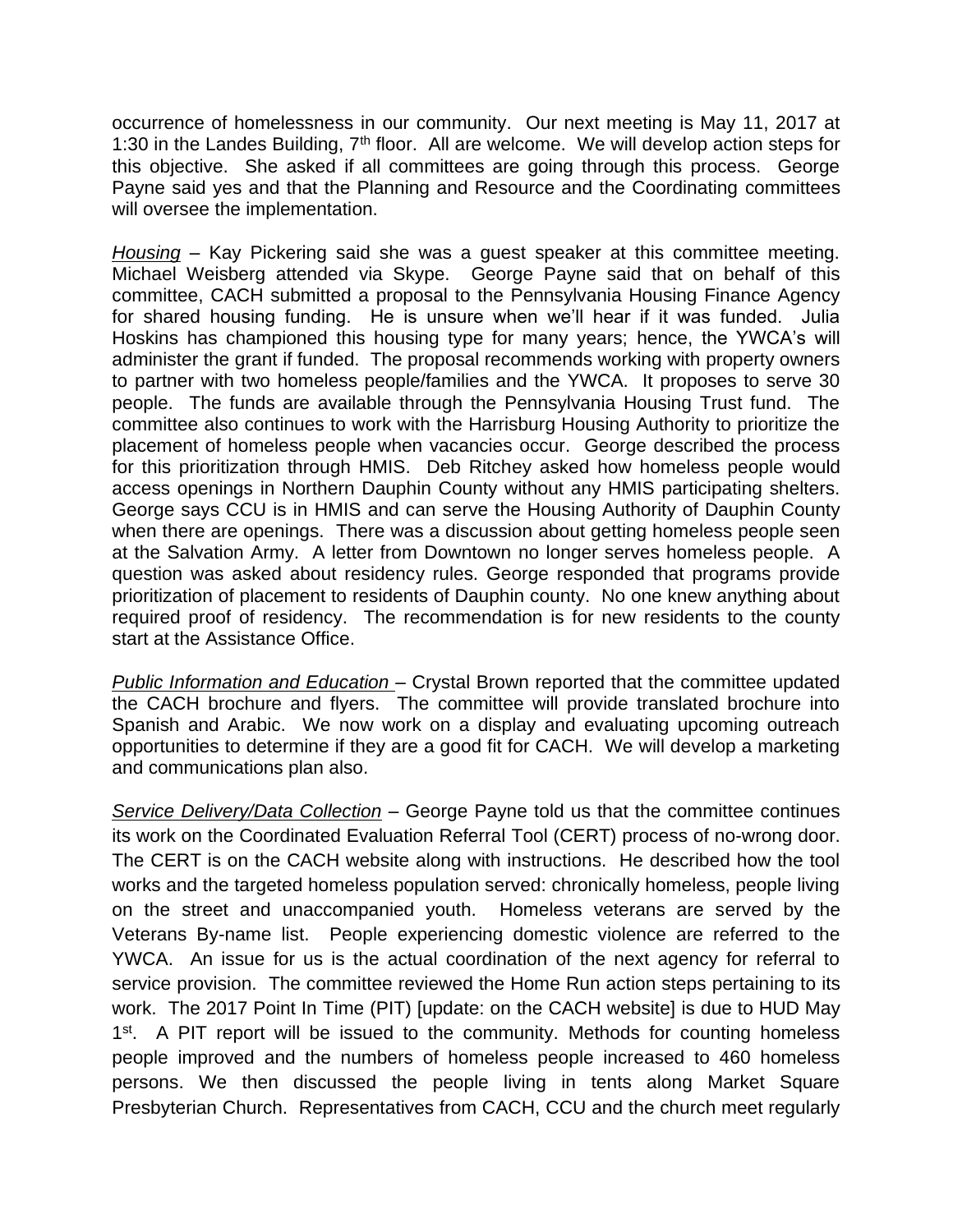occurrence of homelessness in our community. Our next meeting is May 11, 2017 at 1:30 in the Landes Building, 7th floor. All are welcome. We will develop action steps for this objective. She asked if all committees are going through this process. George Payne said yes and that the Planning and Resource and the Coordinating committees will oversee the implementation.

*Housing* – Kay Pickering said she was a guest speaker at this committee meeting. Michael Weisberg attended via Skype. George Payne said that on behalf of this committee, CACH submitted a proposal to the Pennsylvania Housing Finance Agency for shared housing funding. He is unsure when we'll hear if it was funded. Julia Hoskins has championed this housing type for many years; hence, the YWCA's will administer the grant if funded. The proposal recommends working with property owners to partner with two homeless people/families and the YWCA. It proposes to serve 30 people. The funds are available through the Pennsylvania Housing Trust fund. The committee also continues to work with the Harrisburg Housing Authority to prioritize the placement of homeless people when vacancies occur. George described the process for this prioritization through HMIS. Deb Ritchey asked how homeless people would access openings in Northern Dauphin County without any HMIS participating shelters. George says CCU is in HMIS and can serve the Housing Authority of Dauphin County when there are openings. There was a discussion about getting homeless people seen at the Salvation Army. A letter from Downtown no longer serves homeless people. A question was asked about residency rules. George responded that programs provide prioritization of placement to residents of Dauphin county. No one knew anything about required proof of residency. The recommendation is for new residents to the county start at the Assistance Office.

*Public Information and Education* – Crystal Brown reported that the committee updated the CACH brochure and flyers. The committee will provide translated brochure into Spanish and Arabic. We now work on a display and evaluating upcoming outreach opportunities to determine if they are a good fit for CACH. We will develop a marketing and communications plan also.

*Service Delivery/Data Collection* – George Payne told us that the committee continues its work on the Coordinated Evaluation Referral Tool (CERT) process of no-wrong door. The CERT is on the CACH website along with instructions. He described how the tool works and the targeted homeless population served: chronically homeless, people living on the street and unaccompanied youth. Homeless veterans are served by the Veterans By-name list. People experiencing domestic violence are referred to the YWCA. An issue for us is the actual coordination of the next agency for referral to service provision. The committee reviewed the Home Run action steps pertaining to its work. The 2017 Point In Time (PIT) [update: on the CACH website] is due to HUD May 1st. A PIT report will be issued to the community. Methods for counting homeless people improved and the numbers of homeless people increased to 460 homeless persons. We then discussed the people living in tents along Market Square Presbyterian Church. Representatives from CACH, CCU and the church meet regularly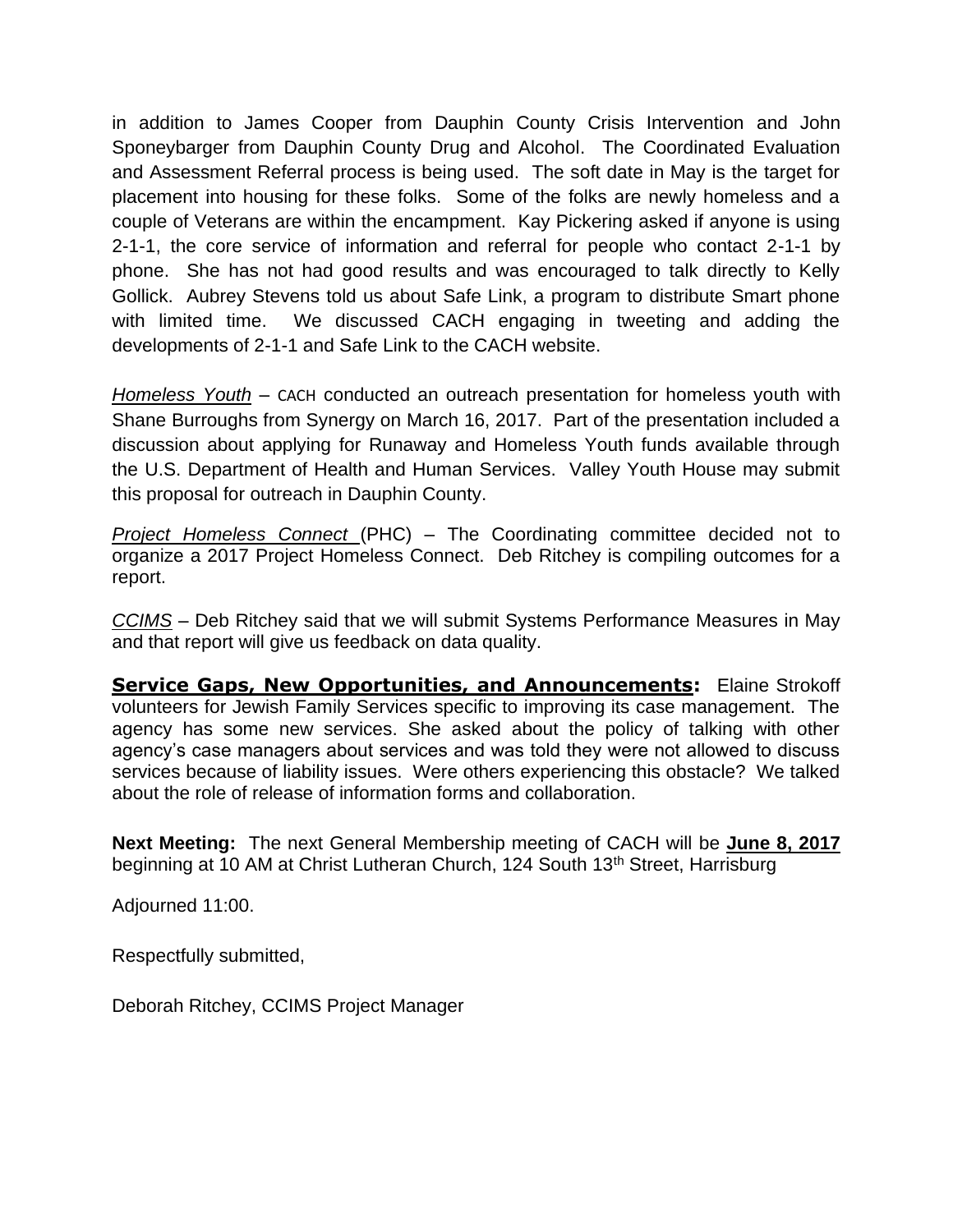in addition to James Cooper from Dauphin County Crisis Intervention and John Sponeybarger from Dauphin County Drug and Alcohol. The Coordinated Evaluation and Assessment Referral process is being used. The soft date in May is the target for placement into housing for these folks. Some of the folks are newly homeless and a couple of Veterans are within the encampment. Kay Pickering asked if anyone is using 2-1-1, the core service of information and referral for people who contact 2-1-1 by phone. She has not had good results and was encouraged to talk directly to Kelly Gollick. Aubrey Stevens told us about Safe Link, a program to distribute Smart phone with limited time. We discussed CACH engaging in tweeting and adding the developments of 2-1-1 and Safe Link to the CACH website.

*Homeless Youth* – CACH conducted an outreach presentation for homeless youth with Shane Burroughs from Synergy on March 16, 2017. Part of the presentation included a discussion about applying for Runaway and Homeless Youth funds available through the U.S. Department of Health and Human Services. Valley Youth House may submit this proposal for outreach in Dauphin County.

*Project Homeless Connect* (PHC) – The Coordinating committee decided not to organize a 2017 Project Homeless Connect. Deb Ritchey is compiling outcomes for a report.

*CCIMS* – Deb Ritchey said that we will submit Systems Performance Measures in May and that report will give us feedback on data quality.

**Service Gaps, New Opportunities, and Announcements:** Elaine Strokoff volunteers for Jewish Family Services specific to improving its case management. The agency has some new services. She asked about the policy of talking with other agency's case managers about services and was told they were not allowed to discuss services because of liability issues. Were others experiencing this obstacle? We talked about the role of release of information forms and collaboration.

**Next Meeting:** The next General Membership meeting of CACH will be **June 8, 2017** beginning at 10 AM at Christ Lutheran Church, 124 South 13th Street, Harrisburg

Adjourned 11:00.

Respectfully submitted,

Deborah Ritchey, CCIMS Project Manager